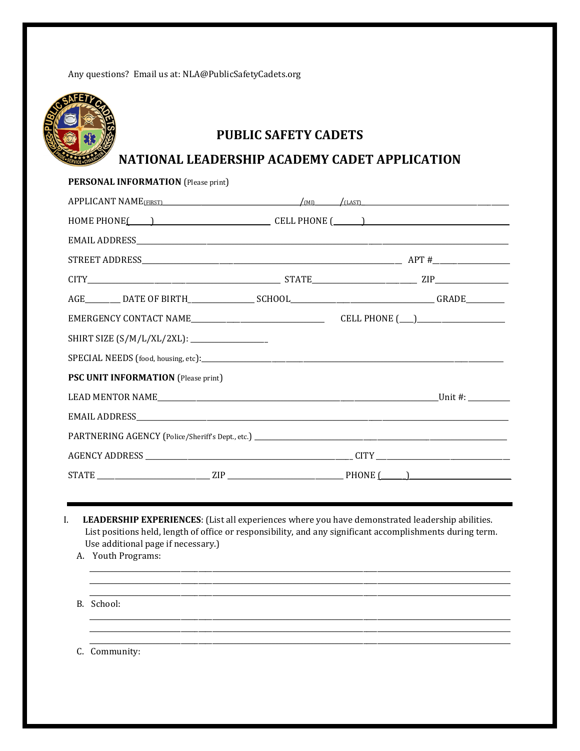Any questions? Email us at: NLA@PublicSafetyCadets.org

# PUBLIC SAFETY CADETS

# NATIONAL LEADERSHIP ACADEMY CADET APPLICATION

**PERSONAL INFORMATION** (Please print)

APPLICANT NAME (FIRST) ______________________ / (MI) ______ / (LAST) ______________________

HOME PHONE ( ____ ) ______________________ CELL PHONE ( ____ ) ______________________

EMAIL ADDRESS ______________________________________________

STREET ADDRESS ______________________________________ APT # __________

CITY ______________________ STATE ______________ ZIP __________

AGE ______ DATE OF BIRTH __________ SCHOOL ______________________ GRADE ______

EMERGENCY CONTACT NAME ______________________ CELL PHONE ( ___ ) ______________

SHIRT SIZE (S/M/L/XL/2XL): ______________

SPECIAL NEEDS (food, housing, etc): ______________________________________________

**PSC UNIT INFORMATION** (Please print)

LEAD MENTOR NAME ______________________________________ Unit #: __________

EMAIL ADDRESS ______________________________________________

PARTNERING AGENCY (Police/Sheriff's Dept., etc.) ______________________________________

AGENCY ADDRESS ______________________________ CITY ______________________

STATE ______________ ZIP ______________ PHONE ( ____ ) ______________________

---

I. **LEADERSHIP EXPERIENCES**: (List all experiences where you have demonstrated leadership abilities. List positions held, length of office or responsibility, and any significant accomplishments during term. Use additional page if necessary.)

A. Youth Programs:

______________________________________________________________________

______________________________________________________________________

______________________________________________________________________

B. School:

______________________________________________________________________

______________________________________________________________________

______________________________________________________________________

C. Community: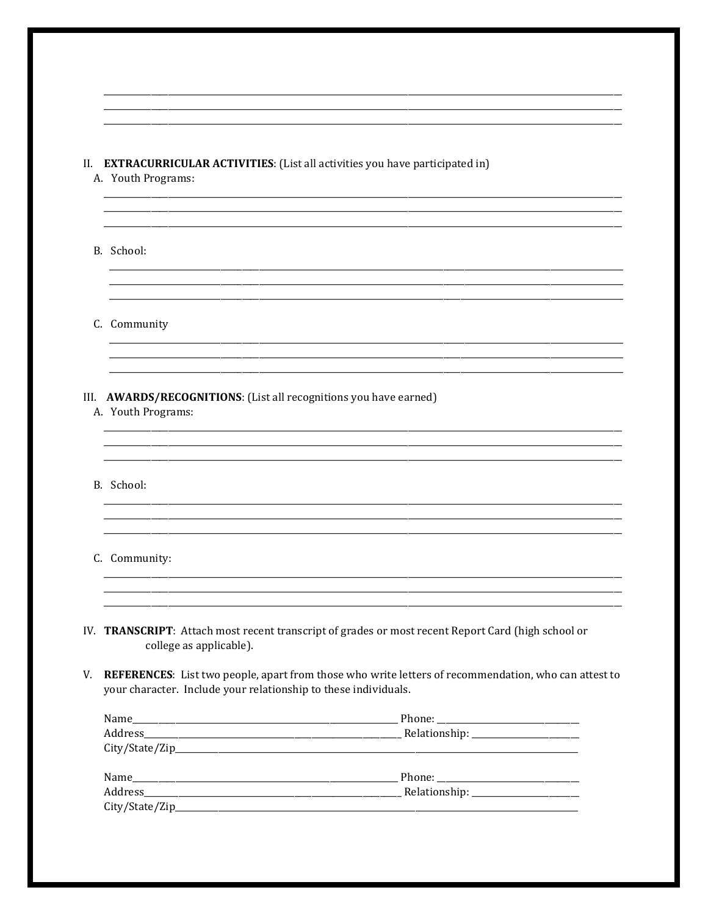______________________________________________________________________________________________
______________________________________________________________________________________________
______________________________________________________________________________________________

II. **EXTRACURRICULAR ACTIVITIES**: (List all activities you have participated in)

A. Youth Programs:

______________________________________________________________________________________________
______________________________________________________________________________________________
______________________________________________________________________________________________

B. School:

______________________________________________________________________________________________
______________________________________________________________________________________________
______________________________________________________________________________________________

C. Community

______________________________________________________________________________________________
______________________________________________________________________________________________
______________________________________________________________________________________________

III. **AWARDS/RECOGNITIONS**: (List all recognitions you have earned)

A. Youth Programs:

______________________________________________________________________________________________
______________________________________________________________________________________________
______________________________________________________________________________________________

B. School:

______________________________________________________________________________________________
______________________________________________________________________________________________
______________________________________________________________________________________________

C. Community:

______________________________________________________________________________________________
______________________________________________________________________________________________
______________________________________________________________________________________________

IV. **TRANSCRIPT**: Attach most recent transcript of grades or most recent Report Card (high school or college as applicable).

V. **REFERENCES**: List two people, apart from those who write letters of recommendation, who can attest to your character. Include your relationship to these individuals.

Name_____________________________________________ Phone: ______________________
Address___________________________________________ Relationship: _________________
City/State/Zip_________________________________________________________________

Name_____________________________________________ Phone: ______________________
Address___________________________________________ Relationship: _________________
City/State/Zip_________________________________________________________________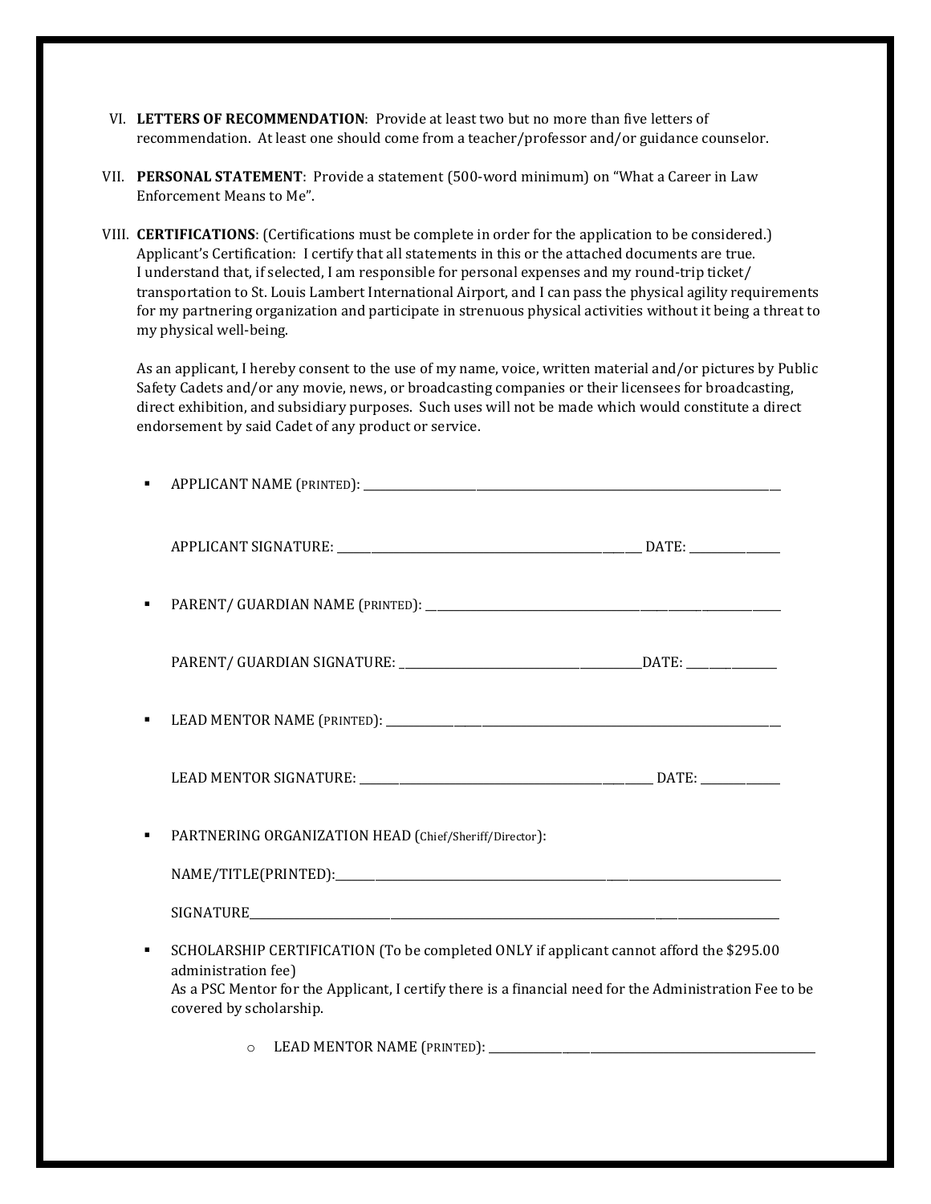VI. **LETTERS OF RECOMMENDATION**: Provide at least two but no more than five letters of recommendation. At least one should come from a teacher/professor and/or guidance counselor.

VII. **PERSONAL STATEMENT**: Provide a statement (500-word minimum) on "What a Career in Law Enforcement Means to Me".

VIII. **CERTIFICATIONS**: (Certifications must be complete in order for the application to be considered.) Applicant's Certification: I certify that all statements in this or the attached documents are true. I understand that, if selected, I am responsible for personal expenses and my round-trip ticket/ transportation to St. Louis Lambert International Airport, and I can pass the physical agility requirements for my partnering organization and participate in strenuous physical activities without it being a threat to my physical well-being.

As an applicant, I hereby consent to the use of my name, voice, written material and/or pictures by Public Safety Cadets and/or any movie, news, or broadcasting companies or their licensees for broadcasting, direct exhibition, and subsidiary purposes. Such uses will not be made which would constitute a direct endorsement by said Cadet of any product or service.

- APPLICANT NAME (PRINTED): ______________________________

  APPLICANT SIGNATURE: ______________________________ DATE: __________

- PARENT/ GUARDIAN NAME (PRINTED): ______________________________

  PARENT/ GUARDIAN SIGNATURE: ______________________________DATE: __________

- LEAD MENTOR NAME (PRINTED): ______________________________

  LEAD MENTOR SIGNATURE: ______________________________ DATE: __________

- PARTNERING ORGANIZATION HEAD (Chief/Sheriff/Director):

  NAME/TITLE(PRINTED):______________________________

  SIGNATURE______________________________

- SCHOLARSHIP CERTIFICATION (To be completed ONLY if applicant cannot afford the $295.00 administration fee)
  As a PSC Mentor for the Applicant, I certify there is a financial need for the Administration Fee to be covered by scholarship.

  - LEAD MENTOR NAME (PRINTED): ______________________________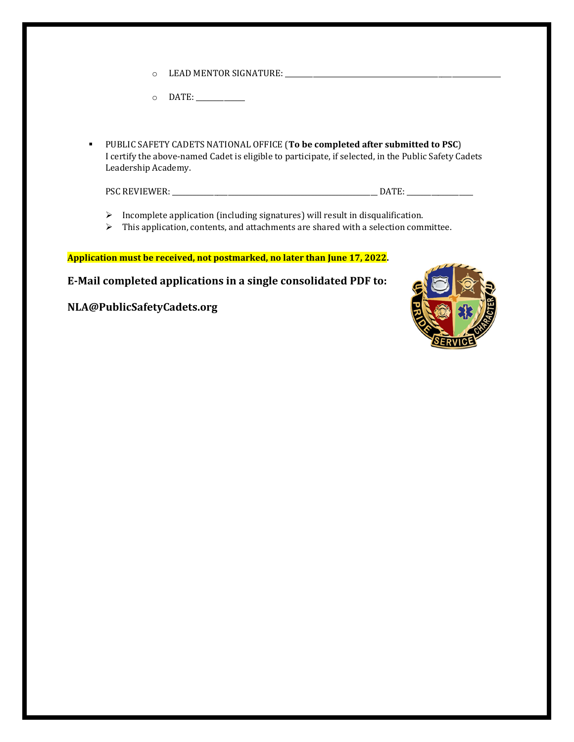- LEAD MENTOR SIGNATURE: ________________________________________________

- DATE: ____________

- PUBLIC SAFETY CADETS NATIONAL OFFICE (**To be completed after submitted to PSC**)
  I certify the above-named Cadet is eligible to participate, if selected, in the Public Safety Cadets Leadership Academy.

  PSC REVIEWER: ______________________________________________ DATE: _______________

  - Incomplete application (including signatures) will result in disqualification.
  - This application, contents, and attachments are shared with a selection committee.

**Application must be received, not postmarked, no later than June 17, 2022.**

**E-Mail completed applications in a single consolidated PDF to:**

**NLA@PublicSafetyCadets.org**